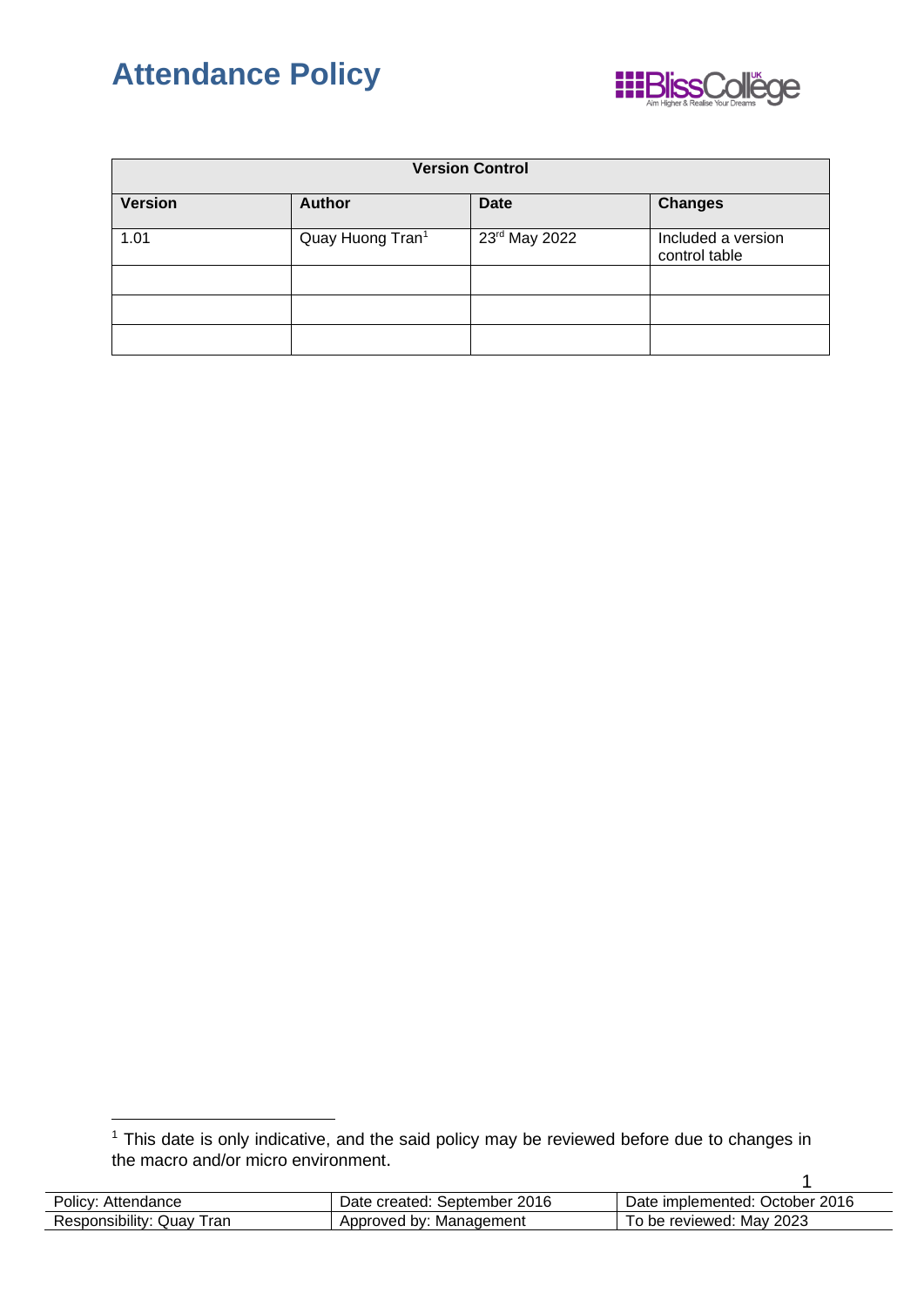# Attendance Policy

| Version Control | | | |
|---|---|---|---|
| **Version** | **Author** | **Date** | **Changes** |
| 1.01 | Quay Huong Tran[1] | 23rd May 2022 | Included a version control table |
| | | | |
| | | | |
| | | | |

[1] This date is only indicative, and the said policy may be reviewed before due to changes in the macro and/or micro environment.

| Policy: Attendance | Date created: September 2016 | Date implemented: October 2016 |
|---|---|---|
| Responsibility: Quay Tran | Approved by: Management | To be reviewed: May 2023 |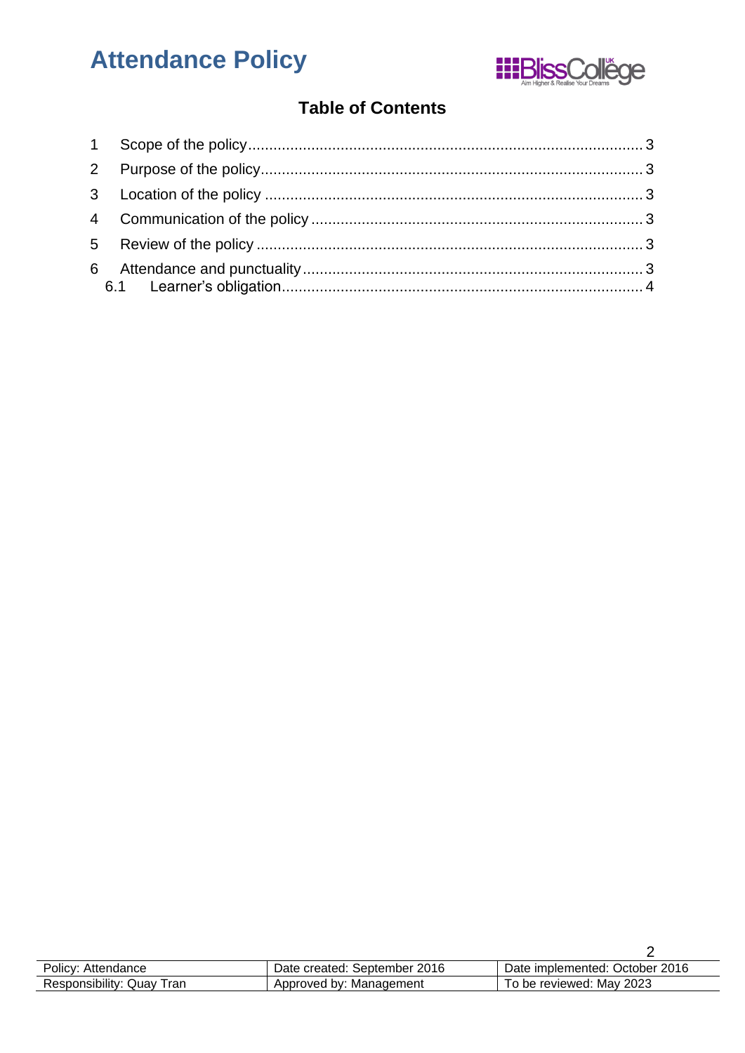# Attendance Policy

## Table of Contents

1 Scope of the policy ........................................................................................ 3
2 Purpose of the policy ...................................................................................... 3
3 Location of the policy ..................................................................................... 3
4 Communication of the policy .......................................................................... 3
5 Review of the policy ....................................................................................... 3
6 Attendance and punctuality ............................................................................ 3
  6.1 Learner's obligation ................................................................................. 4

| Policy: Attendance | Date created: September 2016 | Date implemented: October 2016 |
| --- | --- | --- |
| Responsibility: Quay Tran | Approved by: Management | To be reviewed: May 2023 |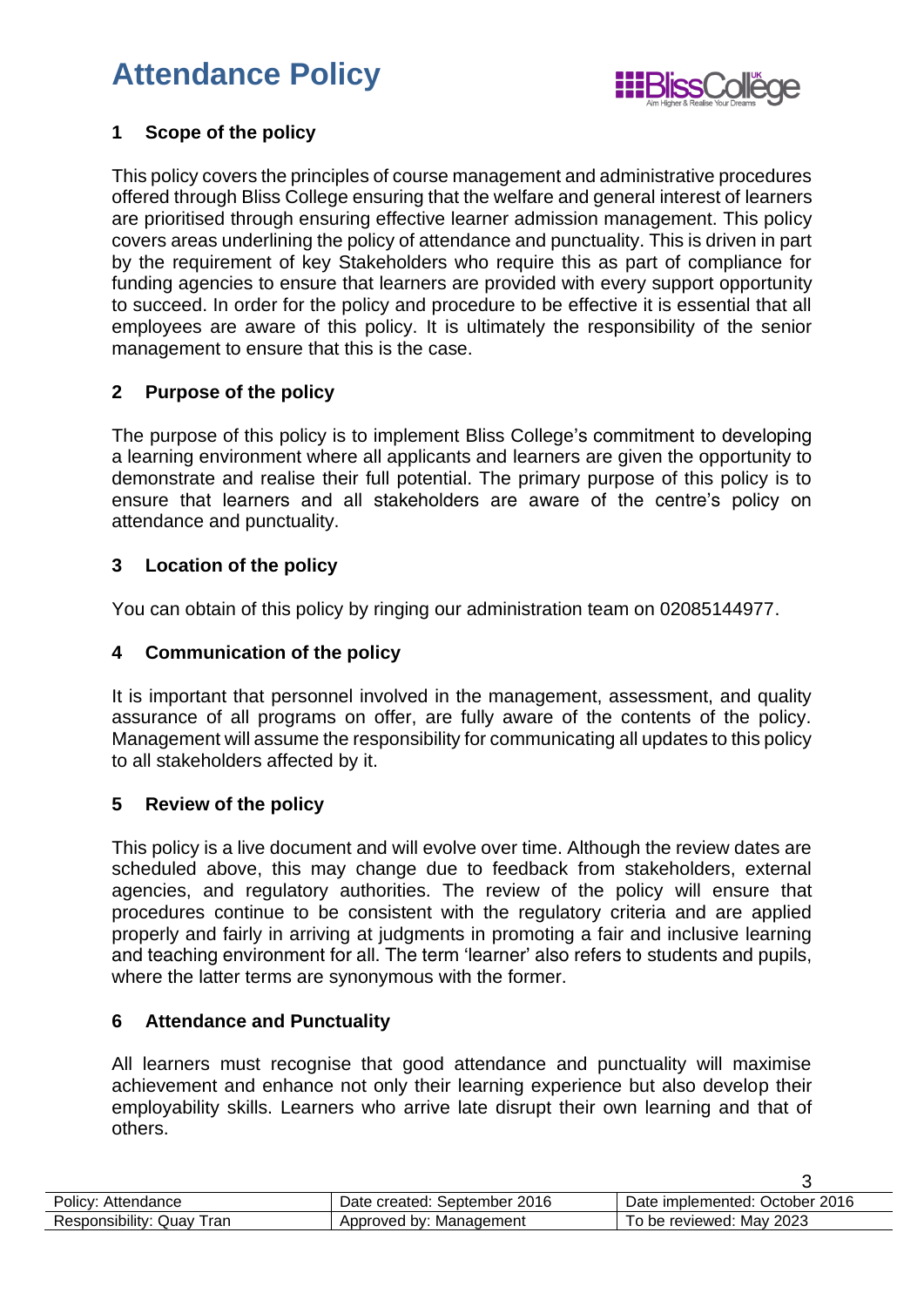# Attendance Policy

## 1 Scope of the policy

This policy covers the principles of course management and administrative procedures offered through Bliss College ensuring that the welfare and general interest of learners are prioritised through ensuring effective learner admission management. This policy covers areas underlining the policy of attendance and punctuality. This is driven in part by the requirement of key Stakeholders who require this as part of compliance for funding agencies to ensure that learners are provided with every support opportunity to succeed. In order for the policy and procedure to be effective it is essential that all employees are aware of this policy. It is ultimately the responsibility of the senior management to ensure that this is the case.

## 2 Purpose of the policy

The purpose of this policy is to implement Bliss College's commitment to developing a learning environment where all applicants and learners are given the opportunity to demonstrate and realise their full potential. The primary purpose of this policy is to ensure that learners and all stakeholders are aware of the centre's policy on attendance and punctuality.

## 3 Location of the policy

You can obtain of this policy by ringing our administration team on 02085144977.

## 4 Communication of the policy

It is important that personnel involved in the management, assessment, and quality assurance of all programs on offer, are fully aware of the contents of the policy. Management will assume the responsibility for communicating all updates to this policy to all stakeholders affected by it.

## 5 Review of the policy

This policy is a live document and will evolve over time. Although the review dates are scheduled above, this may change due to feedback from stakeholders, external agencies, and regulatory authorities. The review of the policy will ensure that procedures continue to be consistent with the regulatory criteria and are applied properly and fairly in arriving at judgments in promoting a fair and inclusive learning and teaching environment for all. The term 'learner' also refers to students and pupils, where the latter terms are synonymous with the former.

## 6 Attendance and Punctuality

All learners must recognise that good attendance and punctuality will maximise achievement and enhance not only their learning experience but also develop their employability skills. Learners who arrive late disrupt their own learning and that of others.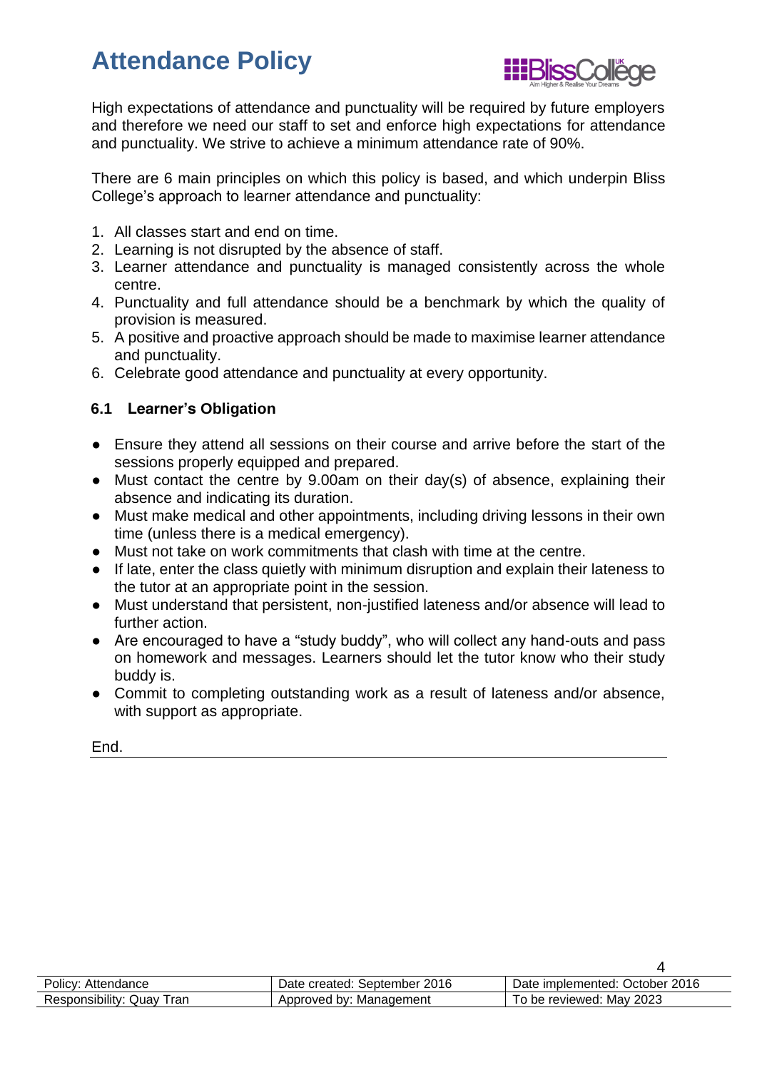# Attendance Policy

High expectations of attendance and punctuality will be required by future employers and therefore we need our staff to set and enforce high expectations for attendance and punctuality. We strive to achieve a minimum attendance rate of 90%.

There are 6 main principles on which this policy is based, and which underpin Bliss College's approach to learner attendance and punctuality:

1. All classes start and end on time.
2. Learning is not disrupted by the absence of staff.
3. Learner attendance and punctuality is managed consistently across the whole centre.
4. Punctuality and full attendance should be a benchmark by which the quality of provision is measured.
5. A positive and proactive approach should be made to maximise learner attendance and punctuality.
6. Celebrate good attendance and punctuality at every opportunity.

### 6.1 Learner's Obligation

- Ensure they attend all sessions on their course and arrive before the start of the sessions properly equipped and prepared.
- Must contact the centre by 9.00am on their day(s) of absence, explaining their absence and indicating its duration.
- Must make medical and other appointments, including driving lessons in their own time (unless there is a medical emergency).
- Must not take on work commitments that clash with time at the centre.
- If late, enter the class quietly with minimum disruption and explain their lateness to the tutor at an appropriate point in the session.
- Must understand that persistent, non-justified lateness and/or absence will lead to further action.
- Are encouraged to have a "study buddy", who will collect any hand-outs and pass on homework and messages. Learners should let the tutor know who their study buddy is.
- Commit to completing outstanding work as a result of lateness and/or absence, with support as appropriate.

End.